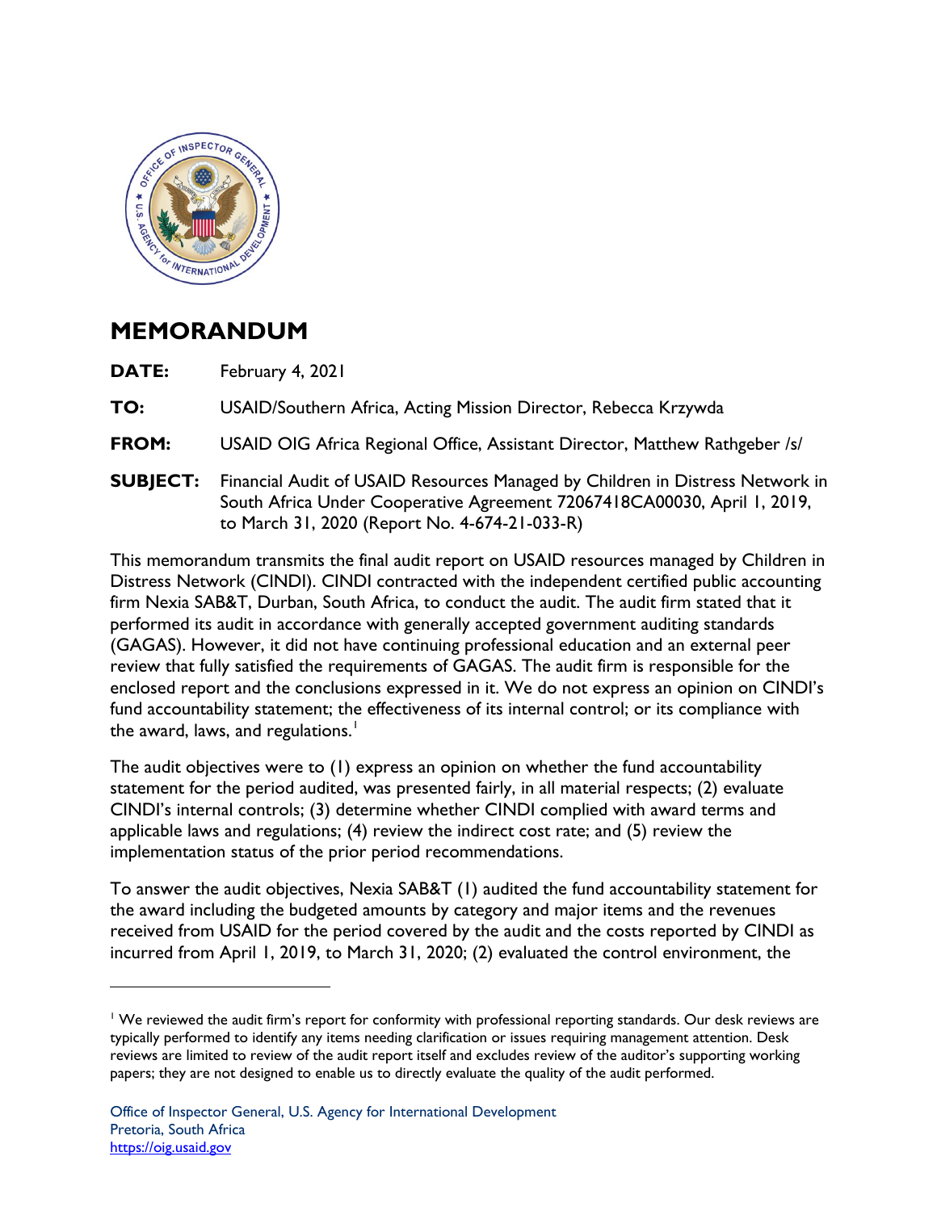# MEMORANDUM

**DATE:** February 4, 2021

**TO:** USAID/Southern Africa, Acting Mission Director, Rebecca Krzywda

**FROM:** USAID OIG Africa Regional Office, Assistant Director, Matthew Rathgeber /s/

**SUBJECT:** Financial Audit of USAID Resources Managed by Children in Distress Network in South Africa Under Cooperative Agreement 72067418CA00030, April 1, 2019, to March 31, 2020 (Report No. 4-674-21-033-R)

This memorandum transmits the final audit report on USAID resources managed by Children in Distress Network (CINDI). CINDI contracted with the independent certified public accounting firm Nexia SAB&T, Durban, South Africa, to conduct the audit. The audit firm stated that it performed its audit in accordance with generally accepted government auditing standards (GAGAS). However, it did not have continuing professional education and an external peer review that fully satisfied the requirements of GAGAS. The audit firm is responsible for the enclosed report and the conclusions expressed in it. We do not express an opinion on CINDI's fund accountability statement; the effectiveness of its internal control; or its compliance with the award, laws, and regulations.[1]

The audit objectives were to (1) express an opinion on whether the fund accountability statement for the period audited, was presented fairly, in all material respects; (2) evaluate CINDI's internal controls; (3) determine whether CINDI complied with award terms and applicable laws and regulations; (4) review the indirect cost rate; and (5) review the implementation status of the prior period recommendations.

To answer the audit objectives, Nexia SAB&T (1) audited the fund accountability statement for the award including the budgeted amounts by category and major items and the revenues received from USAID for the period covered by the audit and the costs reported by CINDI as incurred from April 1, 2019, to March 31, 2020; (2) evaluated the control environment, the

[1] We reviewed the audit firm's report for conformity with professional reporting standards. Our desk reviews are typically performed to identify any items needing clarification or issues requiring management attention. Desk reviews are limited to review of the audit report itself and excludes review of the auditor's supporting working papers; they are not designed to enable us to directly evaluate the quality of the audit performed.

Office of Inspector General, U.S. Agency for International Development
Pretoria, South Africa
https://oig.usaid.gov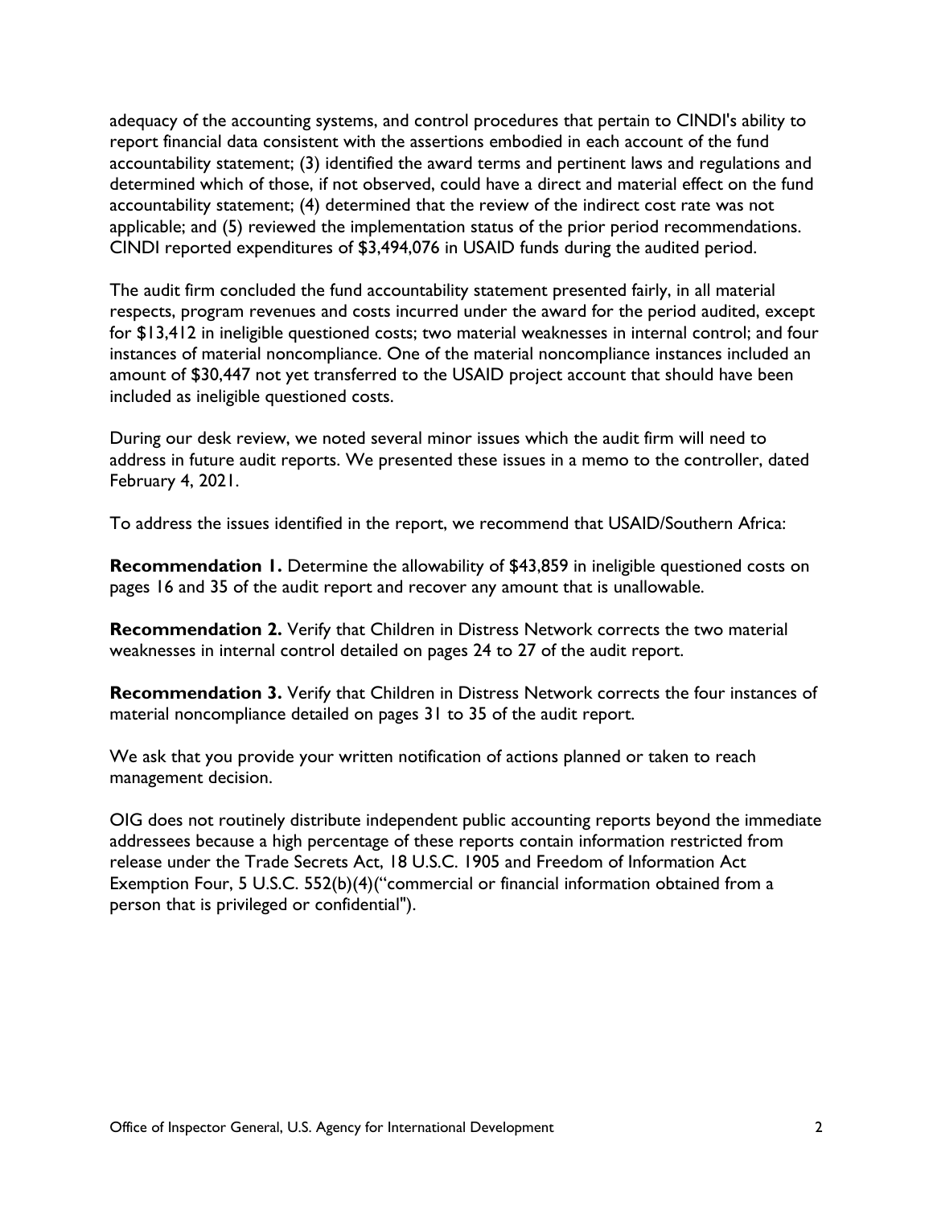adequacy of the accounting systems, and control procedures that pertain to CINDI's ability to report financial data consistent with the assertions embodied in each account of the fund accountability statement; (3) identified the award terms and pertinent laws and regulations and determined which of those, if not observed, could have a direct and material effect on the fund accountability statement; (4) determined that the review of the indirect cost rate was not applicable; and (5) reviewed the implementation status of the prior period recommendations. CINDI reported expenditures of $3,494,076 in USAID funds during the audited period.

The audit firm concluded the fund accountability statement presented fairly, in all material respects, program revenues and costs incurred under the award for the period audited, except for $13,412 in ineligible questioned costs; two material weaknesses in internal control; and four instances of material noncompliance. One of the material noncompliance instances included an amount of $30,447 not yet transferred to the USAID project account that should have been included as ineligible questioned costs.

During our desk review, we noted several minor issues which the audit firm will need to address in future audit reports. We presented these issues in a memo to the controller, dated February 4, 2021.

To address the issues identified in the report, we recommend that USAID/Southern Africa:

**Recommendation 1.** Determine the allowability of $43,859 in ineligible questioned costs on pages 16 and 35 of the audit report and recover any amount that is unallowable.

**Recommendation 2.** Verify that Children in Distress Network corrects the two material weaknesses in internal control detailed on pages 24 to 27 of the audit report.

**Recommendation 3.** Verify that Children in Distress Network corrects the four instances of material noncompliance detailed on pages 31 to 35 of the audit report.

We ask that you provide your written notification of actions planned or taken to reach management decision.

OIG does not routinely distribute independent public accounting reports beyond the immediate addressees because a high percentage of these reports contain information restricted from release under the Trade Secrets Act, 18 U.S.C. 1905 and Freedom of Information Act Exemption Four, 5 U.S.C. 552(b)(4)("commercial or financial information obtained from a person that is privileged or confidential").